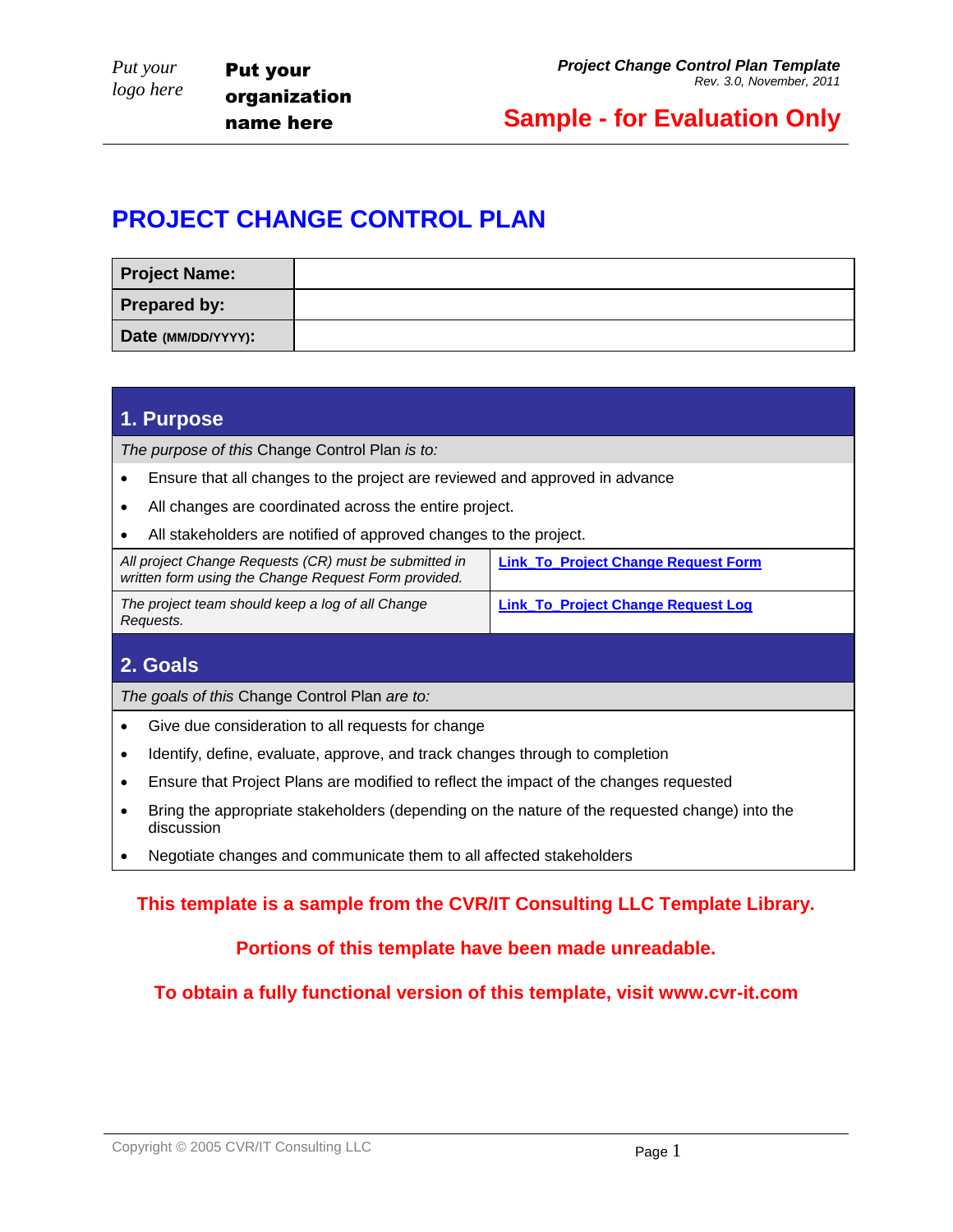Put your logo here

**Put your organization name here**

***Project Change Control Plan Template***
*Rev. 3.0, November, 2011*

**Sample - for Evaluation Only**

# PROJECT CHANGE CONTROL PLAN

| **Project Name:** | |
|---|---|
| **Prepared by:** | |
| **Date (MM/DD/YYYY):** | |

## 1. Purpose

*The purpose of this* Change Control Plan *is to:*

- Ensure that all changes to the project are reviewed and approved in advance
- All changes are coordinated across the entire project.
- All stakeholders are notified of approved changes to the project.

| | |
|---|---|
| *All project Change Requests (CR) must be submitted in written form using the Change Request Form provided.* | **Link_To_Project Change Request Form** |
| *The project team should keep a log of all Change Requests.* | **Link_To_Project Change Request Log** |

## 2. Goals

*The goals of this* Change Control Plan *are to:*

- Give due consideration to all requests for change
- Identify, define, evaluate, approve, and track changes through to completion
- Ensure that Project Plans are modified to reflect the impact of the changes requested
- Bring the appropriate stakeholders (depending on the nature of the requested change) into the discussion
- Negotiate changes and communicate them to all affected stakeholders

**This template is a sample from the CVR/IT Consulting LLC Template Library.**

**Portions of this template have been made unreadable.**

**To obtain a fully functional version of this template, visit www.cvr-it.com**

Copyright © 2005 CVR/IT Consulting LLC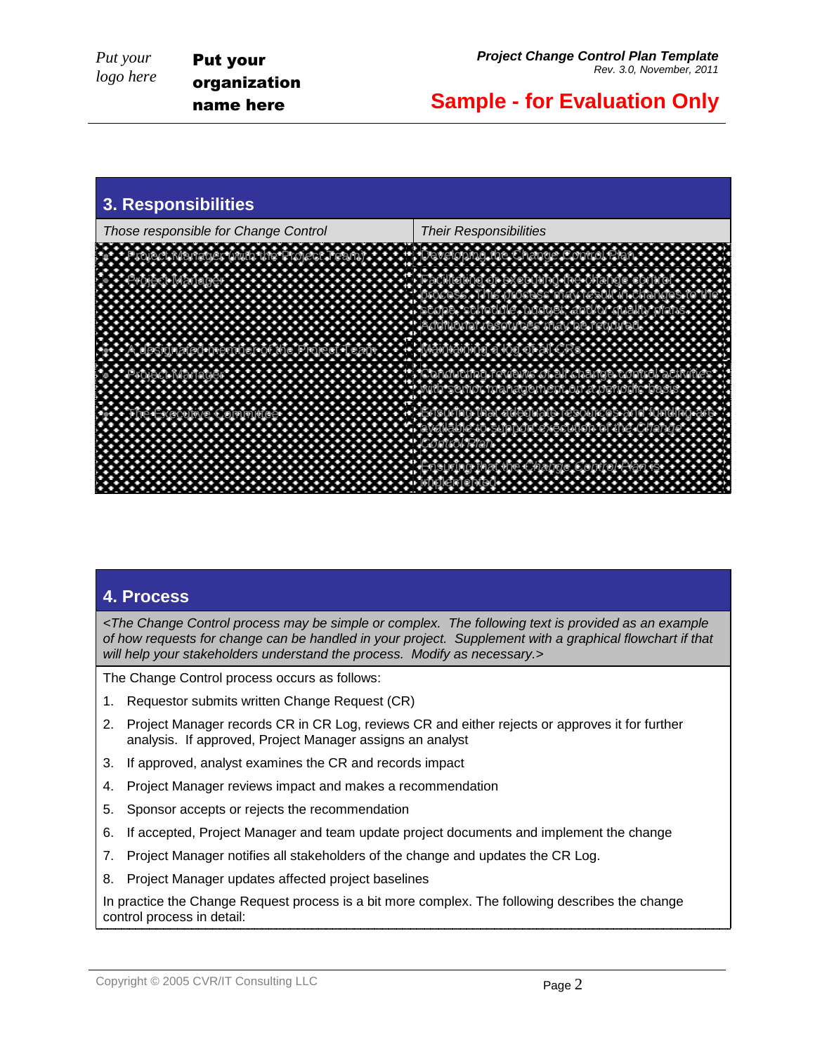## 3. Responsibilities

| Those responsible for Change Control | Their Responsibilities |
|---|---|
| • Project Manager (with the Project Team) | • Developing the Change Control Plan |
| • Project Manager | • Facilitating or executing the change control process. This process may result in changes to the scope, schedule, budget, and/or quality plans. Additional resources may be required. |
| • A designated member of the Project Team | • Maintaining a log of all CRs |
| • Project Manager | • Conducting reviews of all change control activities with senior management on a periodic basis |
| • The Executive Committee | • Ensuring that adequate resources and funding are available to support execution of the *Change Control Plan*<br>• Ensuring that the *Change Control Plan* is implemented |

## 4. Process

*<The Change Control process may be simple or complex. The following text is provided as an example of how requests for change can be handled in your project. Supplement with a graphical flowchart if that will help your stakeholders understand the process. Modify as necessary.>*

The Change Control process occurs as follows:

1. Requestor submits written Change Request (CR)
2. Project Manager records CR in CR Log, reviews CR and either rejects or approves it for further analysis. If approved, Project Manager assigns an analyst
3. If approved, analyst examines the CR and records impact
4. Project Manager reviews impact and makes a recommendation
5. Sponsor accepts or rejects the recommendation
6. If accepted, Project Manager and team update project documents and implement the change
7. Project Manager notifies all stakeholders of the change and updates the CR Log.
8. Project Manager updates affected project baselines

In practice the Change Request process is a bit more complex. The following describes the change control process in detail: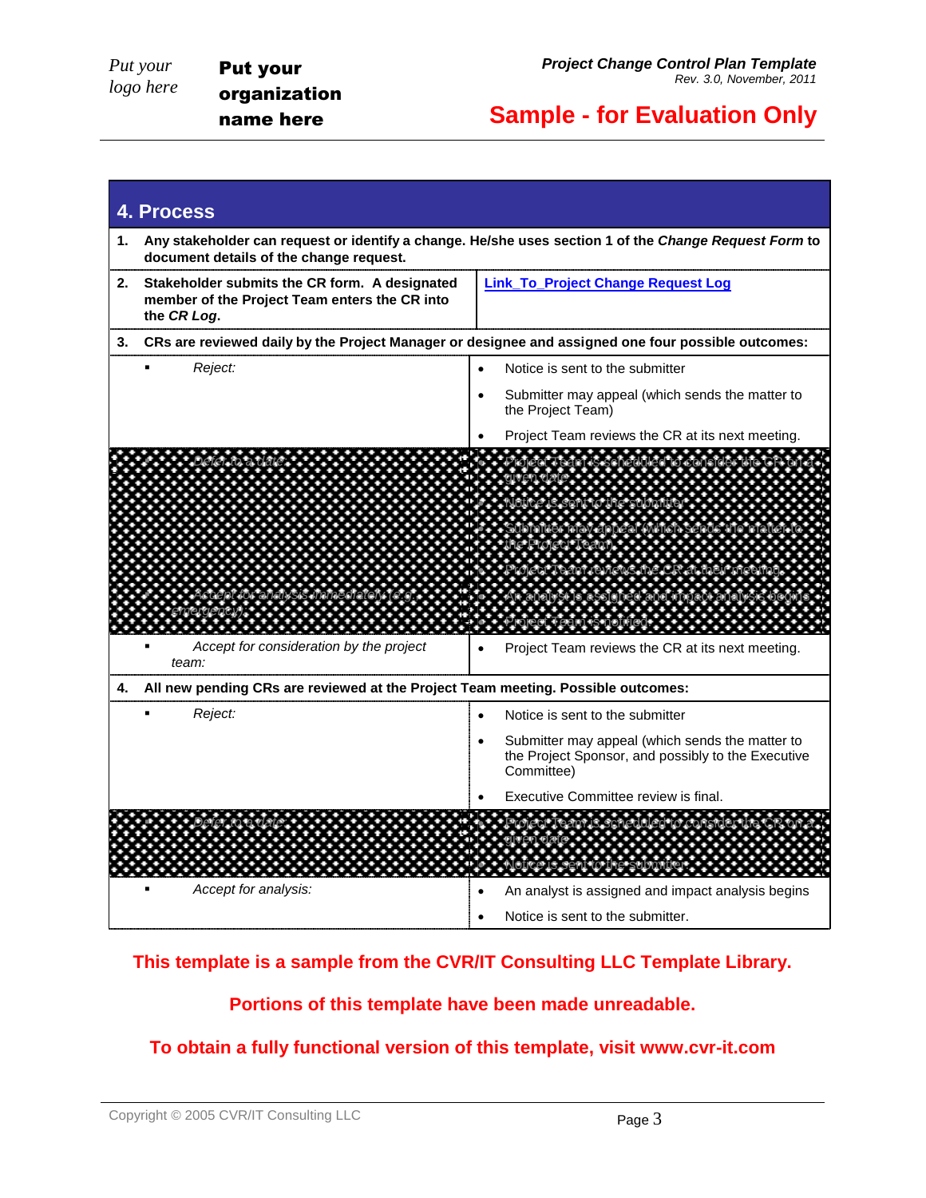## 4. Process

| | | |
|---|---|---|
| **1.** | **Any stakeholder can request or identify a change. He/she uses section 1 of the *Change Request Form* to document details of the change request.** | |
| **2.** | **Stakeholder submits the CR form. A designated member of the Project Team enters the CR into the *CR Log*.** | [Link_To_Project Change Request Log]() |
| **3.** | **CRs are reviewed daily by the Project Manager or designee and assigned one four possible outcomes:** | |
| | ▪ *Reject:* | • Notice is sent to the submitter<br>• Submitter may appeal (which sends the matter to the Project Team)<br>• Project Team reviews the CR at its next meeting. |
| | ▪ *Defer to a date:* | • Project Team is scheduled to consider the CR on a given date<br>• Notice is sent to the submitter<br>• Submitter may appeal (which sends the matter to the Project Team)<br>• Project Team reviews the CR at their meeting. |
| | ▪ *Accept for analysis immediately (e.g., emergency):* | • An analyst is assigned and impact analysis begins<br>• Project Team is notified |
| | ▪ *Accept for consideration by the project team:* | • Project Team reviews the CR at its next meeting. |
| **4.** | **All new pending CRs are reviewed at the Project Team meeting. Possible outcomes:** | |
| | ▪ *Reject:* | • Notice is sent to the submitter<br>• Submitter may appeal (which sends the matter to the Project Sponsor, and possibly to the Executive Committee)<br>• Executive Committee review is final. |
| | ▪ *Defer to a date:* | • Project Team is scheduled to consider the CR on a given date<br>• Notice is sent to the submitter. |
| | ▪ *Accept for analysis:* | • An analyst is assigned and impact analysis begins<br>• Notice is sent to the submitter. |

**This template is a sample from the CVR/IT Consulting LLC Template Library.**

**Portions of this template have been made unreadable.**

**To obtain a fully functional version of this template, visit www.cvr-it.com**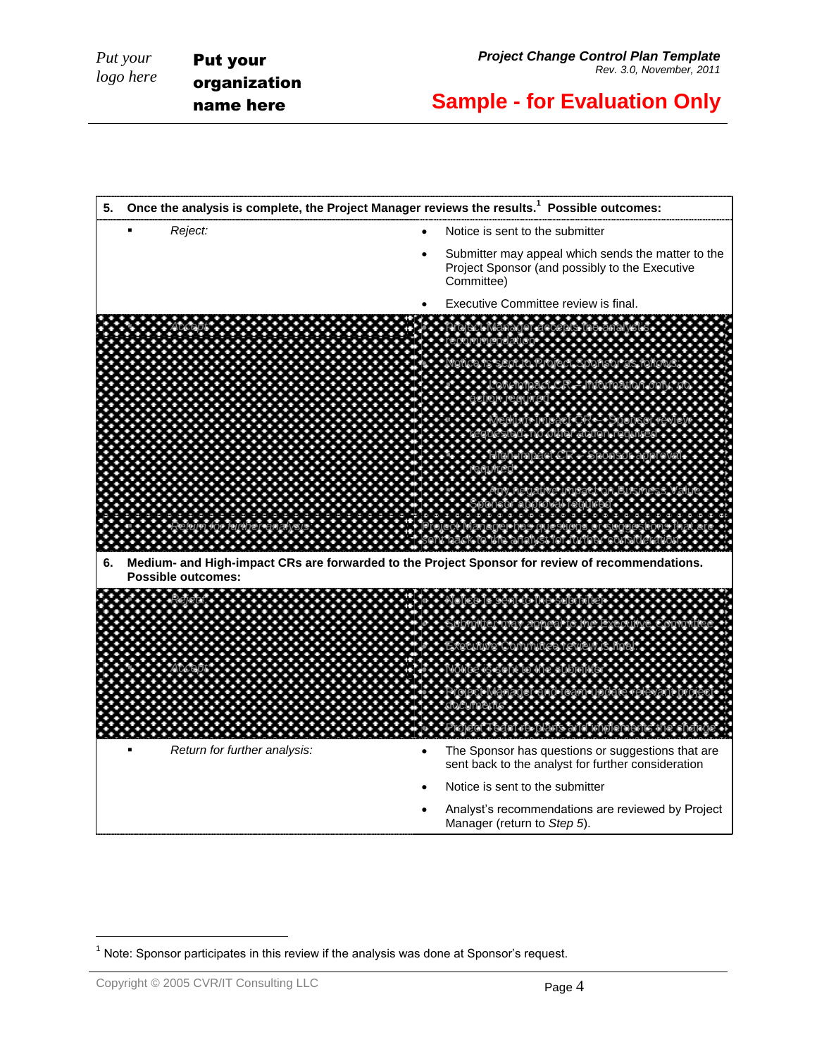| 5. | Once the analysis is complete, the Project Manager reviews the results.[1] Possible outcomes: |
|---|---|
| ▪ *Reject:* | • Notice is sent to the submitter<br>• Submitter may appeal which sends the matter to the Project Sponsor (and possibly to the Executive Committee)<br>• Executive Committee review is final. |
| ▪ *Accept:* | • Project Manager accepts the analyst's recommendation<br>• Notice is sent to Project Sponsor as follows:<br>  ▪ Low-impact CR – Information only, no action required<br>  ▪ Medium-impact CR – Sponsor review requested, no other action required<br>  ▪ High-impact CR – Sponsor approval required<br>  ▪ Any negative impact on Business Value – Sponsor approval required |
| ▪ *Return for further analysis:* | Project Manager has questions or suggestions that are sent back to the analyst for further consideration |
| **6.** | **Medium- and High-impact CRs are forwarded to the Project Sponsor for review of recommendations. Possible outcomes:** |
| ▪ *Reject:* | • Notice is sent to the submitter<br>• Submitter may appeal to the Executive Committee<br>• Executive Committee review is final. |
| ▪ *Accept:* | • Notice is sent to the submitter<br>• Project Manager and team update relevant project documents<br>• Project team re-plans and implements the change |
| ▪ *Return for further analysis:* | • The Sponsor has questions or suggestions that are sent back to the analyst for further consideration<br>• Notice is sent to the submitter<br>• Analyst's recommendations are reviewed by Project Manager (return to *Step 5*). |

[1] Note: Sponsor participates in this review if the analysis was done at Sponsor's request.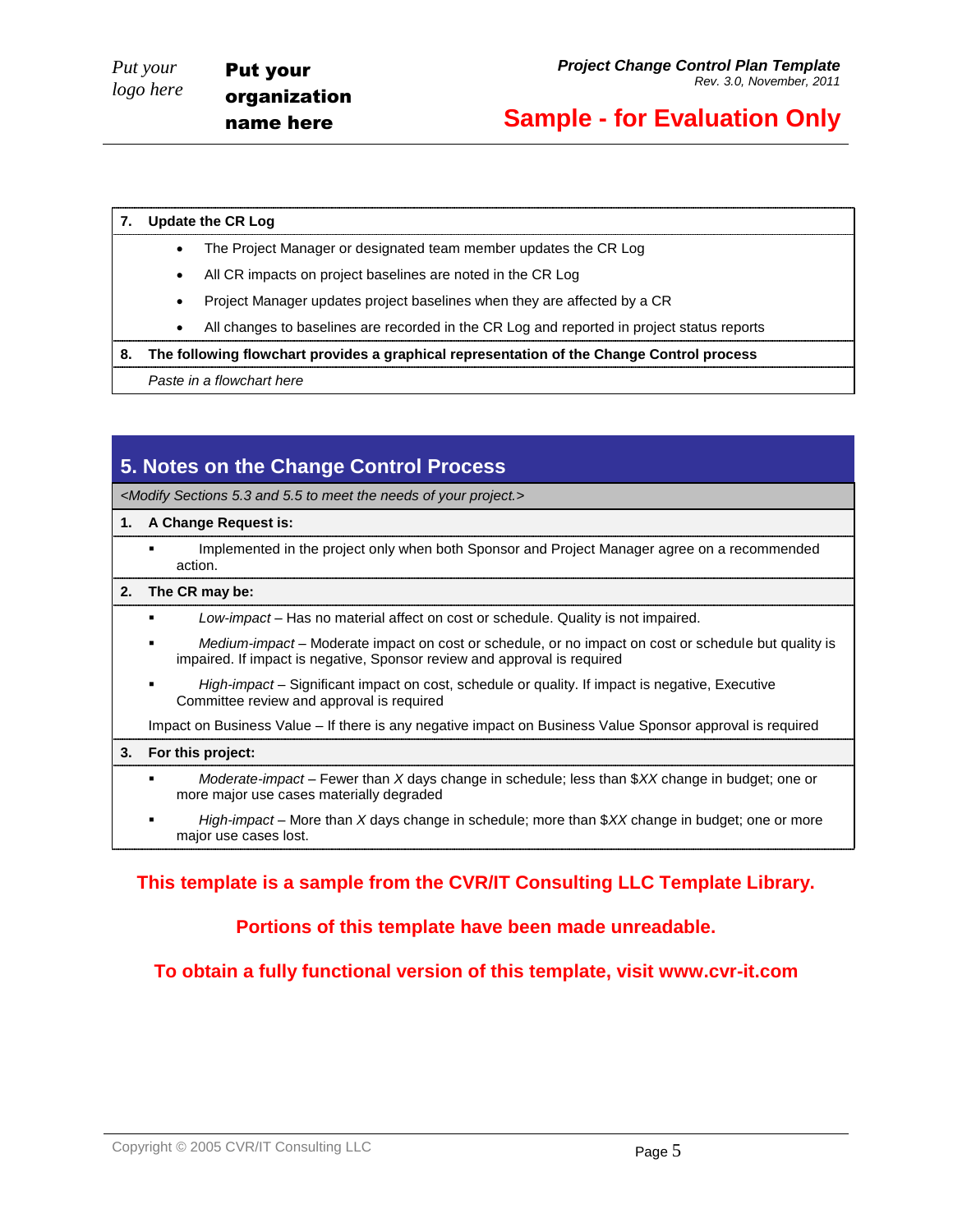**7. Update the CR Log**

- The Project Manager or designated team member updates the CR Log
- All CR impacts on project baselines are noted in the CR Log
- Project Manager updates project baselines when they are affected by a CR
- All changes to baselines are recorded in the CR Log and reported in project status reports

**8. The following flowchart provides a graphical representation of the Change Control process**

*Paste in a flowchart here*

## 5. Notes on the Change Control Process

*<Modify Sections 5.3 and 5.5 to meet the needs of your project.>*

**1. A Change Request is:**

- Implemented in the project only when both Sponsor and Project Manager agree on a recommended action.

**2. The CR may be:**

- *Low-impact* – Has no material affect on cost or schedule. Quality is not impaired.
- *Medium-impact* – Moderate impact on cost or schedule, or no impact on cost or schedule but quality is impaired. If impact is negative, Sponsor review and approval is required
- *High-impact* – Significant impact on cost, schedule or quality. If impact is negative, Executive Committee review and approval is required

Impact on Business Value – If there is any negative impact on Business Value Sponsor approval is required

**3. For this project:**

- *Moderate-impact* – Fewer than *X* days change in schedule; less than $*XX* change in budget; one or more major use cases materially degraded
- *High-impact* – More than *X* days change in schedule; more than $*XX* change in budget; one or more major use cases lost.

**This template is a sample from the CVR/IT Consulting LLC Template Library.**

**Portions of this template have been made unreadable.**

**To obtain a fully functional version of this template, visit www.cvr-it.com**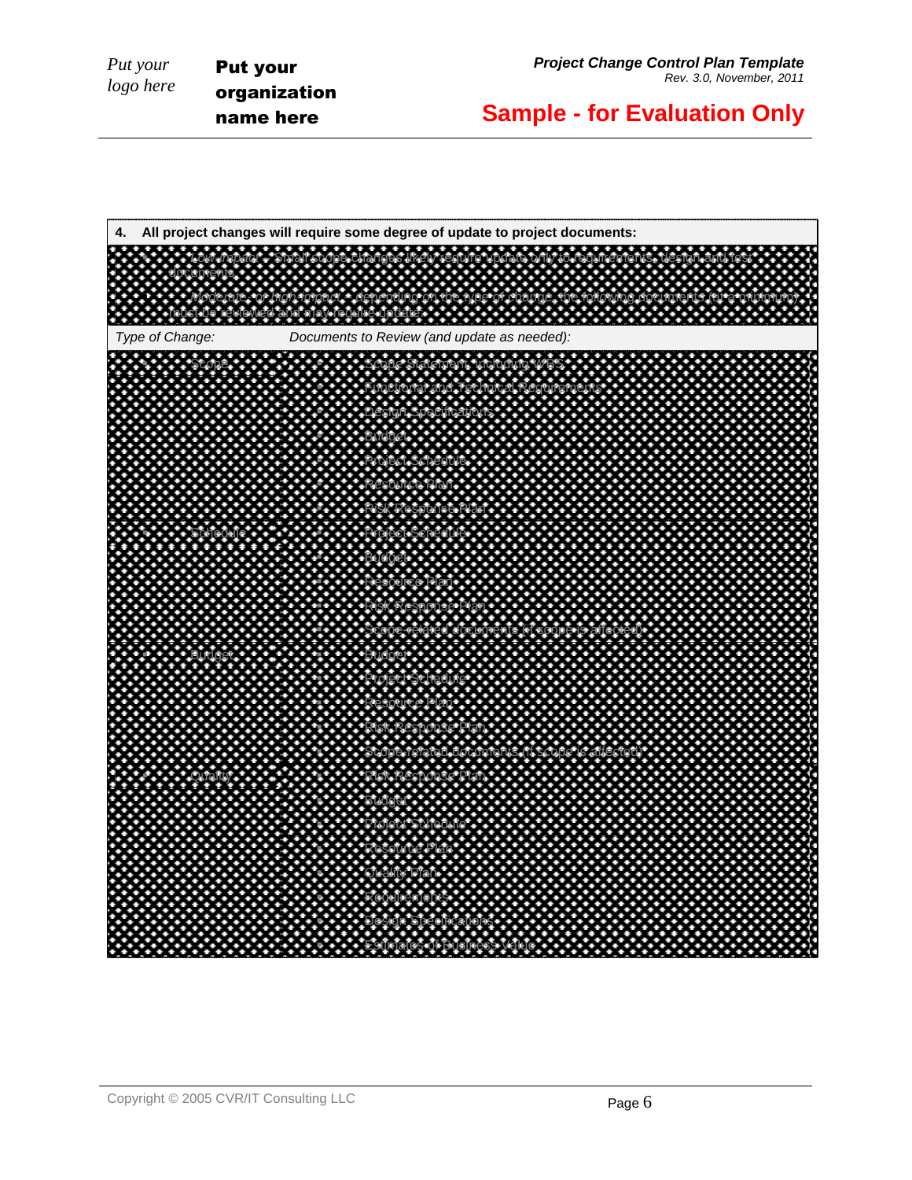| 4. All project changes will require some degree of update to project documents: | |
|---|---|
| • *Low impact* – Small scope changes likely require update only to requirements, design and test documents. | |
| • *Moderate- or high-impact* – depending on the type of change, the following documents (at a minimum) must be reviewed and may require update: | |
| *Type of Change:* | *Documents to Review (and update as needed):* |
| • Scope | • Scope Statement, including WBS<br>• Functional and Technical Requirements<br>• Design Specifications<br>• Budget<br>• Project Schedule<br>• Resource Plan<br>• Risk Response Plan |
| • Schedule | • Project Schedule<br>• Budget<br>• Resource Plan<br>• Risk Response Plan<br>• Scope-related documents (if scope is affected) |
| • Budget | • Budget<br>• Project Schedule<br>• Resource Plan<br>• Risk Response Plan<br>• Scope-related documents (if scope is affected) |
| • Quality | • Risk Response Plan<br>• Budget<br>• Project Schedule<br>• Resource Plan<br>• Quality Plan<br>• Requirements<br>• Design Specifications<br>• Estimates of Business Value |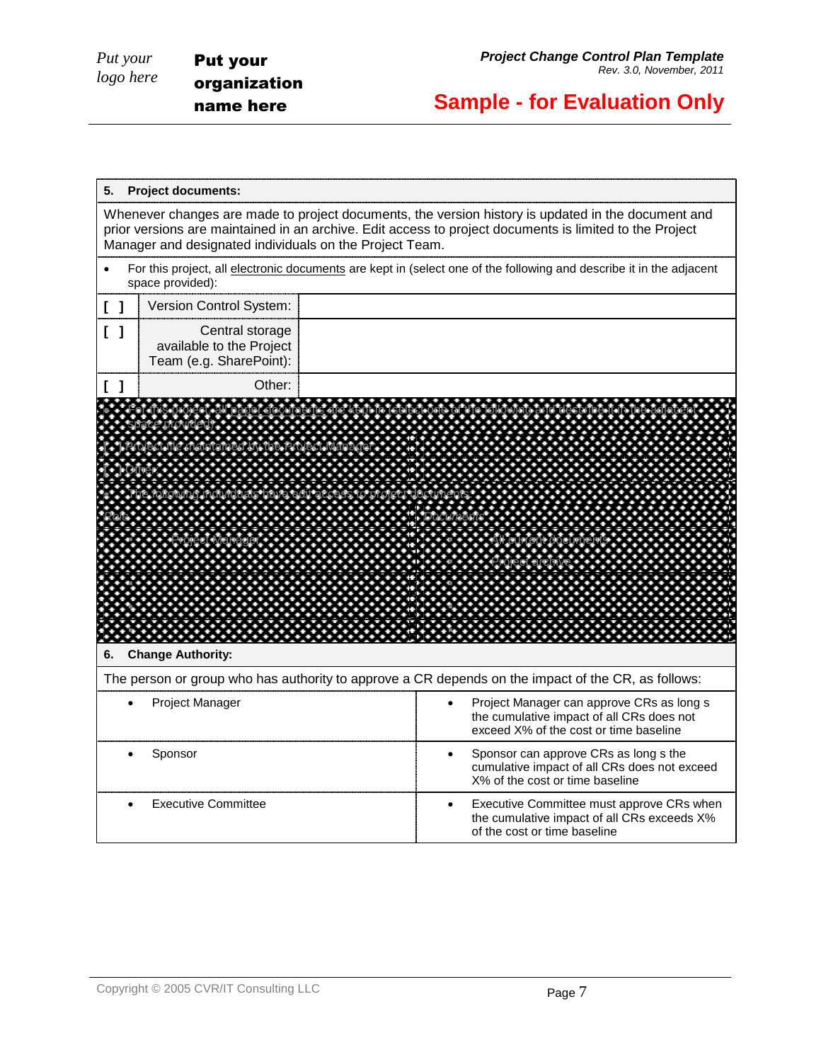**5. Project documents:**

Whenever changes are made to project documents, the version history is updated in the document and prior versions are maintained in an archive. Edit access to project documents is limited to the Project Manager and designated individuals on the Project Team.

- For this project, all electronic documents are kept in (select one of the following and describe it in the adjacent space provided):

| | | |
|---|---|---|
| [ ] | Version Control System: | |
| [ ] | Central storage available to the Project Team (e.g. SharePoint): | |
| [ ] | Other: | |

- For this project, all paper documents are kept in (select one of the following and describe it in the adjacent space provided):

| | |
|---|---|
| [ ] Project file maintained by the Project Manager | |
| [ ] Other: | |

- The following individuals have edit access to project documents:

| Role | Documents |
|---|---|
| • Project Manager | • All current documents<br>• Project archive |
| • | • |
| • | • |
| • | • |

**6. Change Authority:**

The person or group who has authority to approve a CR depends on the impact of the CR, as follows:

| | |
|---|---|
| • Project Manager | • Project Manager can approve CRs as long s the cumulative impact of all CRs does not exceed X% of the cost or time baseline |
| • Sponsor | • Sponsor can approve CRs as long s the cumulative impact of all CRs does not exceed X% of the cost or time baseline |
| • Executive Committee | • Executive Committee must approve CRs when the cumulative impact of all CRs exceeds X% of the cost or time baseline |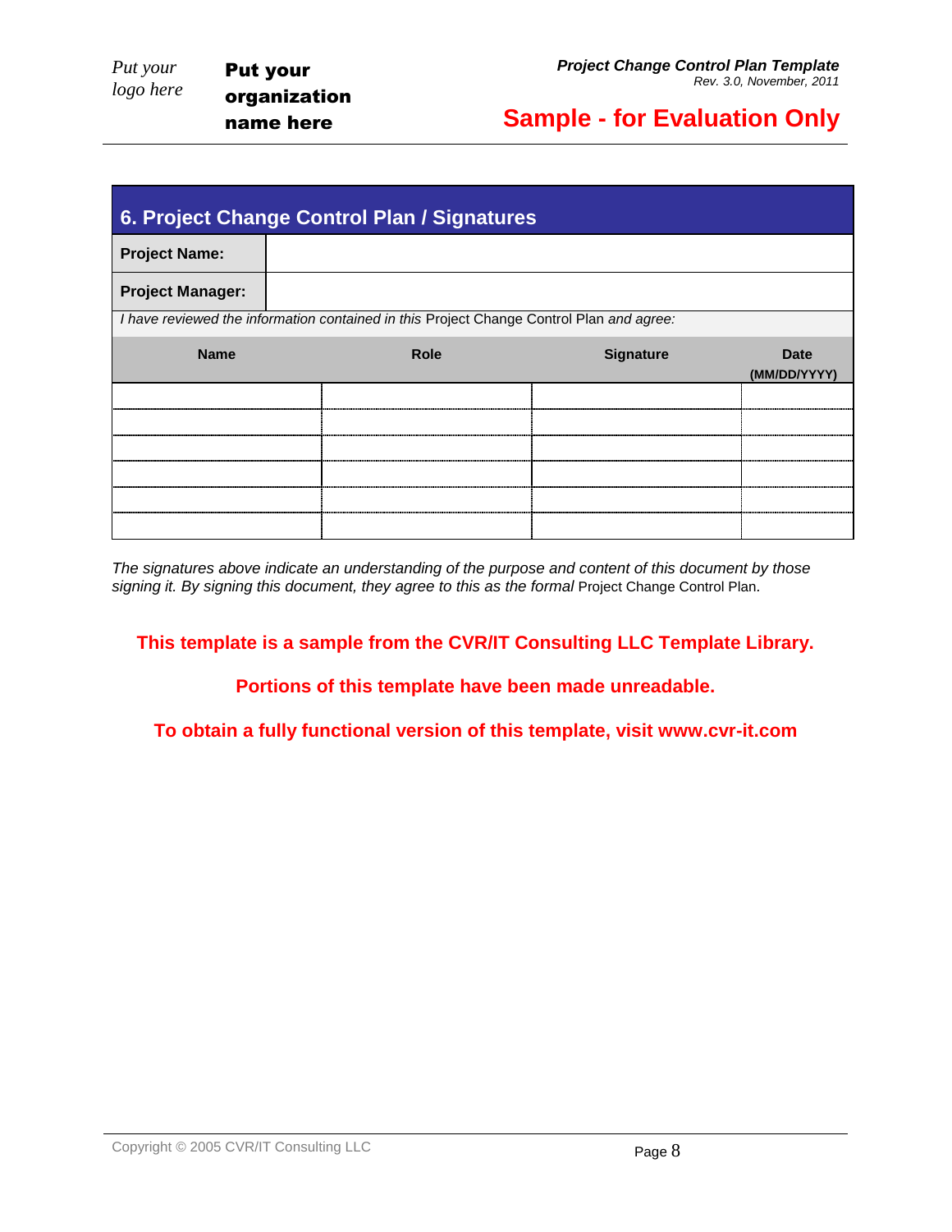## 6. Project Change Control Plan / Signatures

| | |
|---|---|
| **Project Name:** | |
| **Project Manager:** | |

*I have reviewed the information contained in this* Project Change Control Plan *and agree:*

| Name | Role | Signature | Date (MM/DD/YYYY) |
|---|---|---|---|
| | | | |
| | | | |
| | | | |
| | | | |
| | | | |
| | | | |

*The signatures above indicate an understanding of the purpose and content of this document by those signing it. By signing this document, they agree to this as the formal* Project Change Control Plan.

**This template is a sample from the CVR/IT Consulting LLC Template Library.**

**Portions of this template have been made unreadable.**

**To obtain a fully functional version of this template, visit www.cvr-it.com**